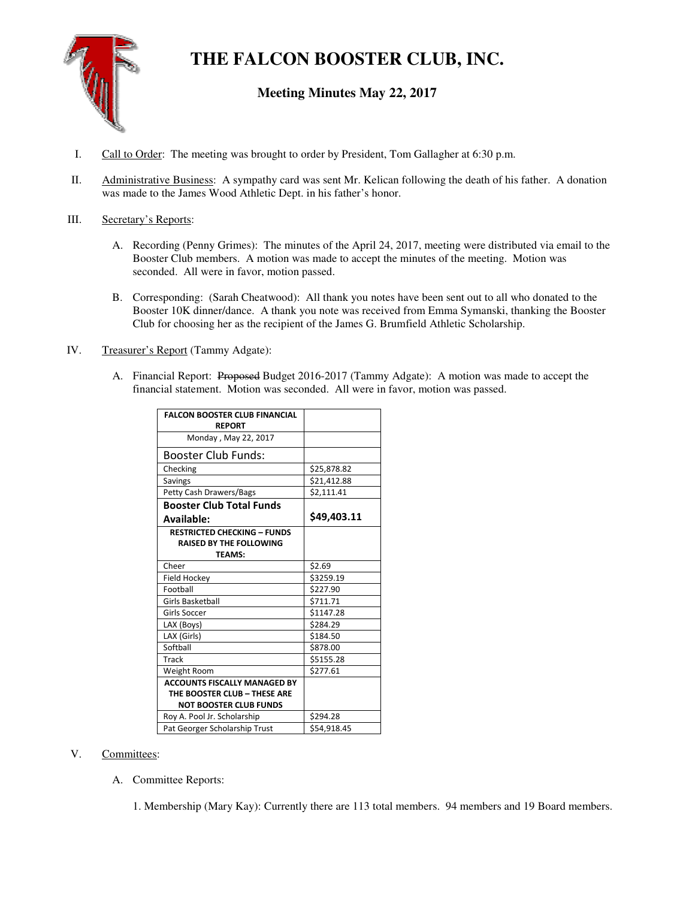# THE FALCON BOOSTER CLUB, INC.

## Meeting Minutes May 22, 2017

I. Call to Order: The meeting was brought to order by President, Tom Gallagher at 6:30 p.m.

II. Administrative Business: A sympathy card was sent Mr. Kelican following the death of his father. A donation was made to the James Wood Athletic Dept. in his father's honor.

III. Secretary's Reports:

A. Recording (Penny Grimes): The minutes of the April 24, 2017, meeting were distributed via email to the Booster Club members. A motion was made to accept the minutes of the meeting. Motion was seconded. All were in favor, motion passed.

B. Corresponding: (Sarah Cheatwood): All thank you notes have been sent out to all who donated to the Booster 10K dinner/dance. A thank you note was received from Emma Symanski, thanking the Booster Club for choosing her as the recipient of the James G. Brumfield Athletic Scholarship.

IV. Treasurer's Report (Tammy Adgate):

A. Financial Report: ~~Proposed~~ Budget 2016-2017 (Tammy Adgate): A motion was made to accept the financial statement. Motion was seconded. All were in favor, motion was passed.

| **FALCON BOOSTER CLUB FINANCIAL REPORT** | |
|---|---|
| Monday , May 22, 2017 | |
| Booster Club Funds: | |
| Checking | $25,878.82 |
| Savings | $21,412.88 |
| Petty Cash Drawers/Bags | $2,111.41 |
| **Booster Club Total Funds Available:** | **$49,403.11** |
| **RESTRICTED CHECKING – FUNDS RAISED BY THE FOLLOWING TEAMS:** | |
| Cheer | $2.69 |
| Field Hockey | $3259.19 |
| Football | $227.90 |
| Girls Basketball | $711.71 |
| Girls Soccer | $1147.28 |
| LAX (Boys) | $284.29 |
| LAX (Girls) | $184.50 |
| Softball | $878.00 |
| Track | $5155.28 |
| Weight Room | $277.61 |
| **ACCOUNTS FISCALLY MANAGED BY THE BOOSTER CLUB – THESE ARE NOT BOOSTER CLUB FUNDS** | |
| Roy A. Pool Jr. Scholarship | $294.28 |
| Pat Georger Scholarship Trust | $54,918.45 |

V. Committees:

A. Committee Reports:

1. Membership (Mary Kay): Currently there are 113 total members. 94 members and 19 Board members.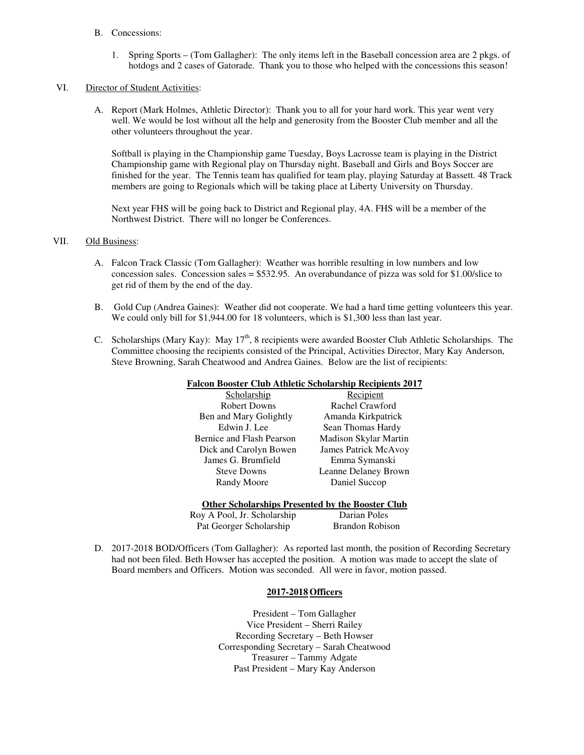B. Concessions:

1. Spring Sports – (Tom Gallagher): The only items left in the Baseball concession area are 2 pkgs. of hotdogs and 2 cases of Gatorade. Thank you to those who helped with the concessions this season!

VI. Director of Student Activities:

A. Report (Mark Holmes, Athletic Director): Thank you to all for your hard work. This year went very well. We would be lost without all the help and generosity from the Booster Club member and all the other volunteers throughout the year.

Softball is playing in the Championship game Tuesday, Boys Lacrosse team is playing in the District Championship game with Regional play on Thursday night. Baseball and Girls and Boys Soccer are finished for the year. The Tennis team has qualified for team play, playing Saturday at Bassett. 48 Track members are going to Regionals which will be taking place at Liberty University on Thursday.

Next year FHS will be going back to District and Regional play, 4A. FHS will be a member of the Northwest District. There will no longer be Conferences.

VII. Old Business:

A. Falcon Track Classic (Tom Gallagher): Weather was horrible resulting in low numbers and low concession sales. Concession sales = $532.95. An overabundance of pizza was sold for $1.00/slice to get rid of them by the end of the day.

B. Gold Cup (Andrea Gaines): Weather did not cooperate. We had a hard time getting volunteers this year. We could only bill for $1,944.00 for 18 volunteers, which is $1,300 less than last year.

C. Scholarships (Mary Kay): May 17th, 8 recipients were awarded Booster Club Athletic Scholarships. The Committee choosing the recipients consisted of the Principal, Activities Director, Mary Kay Anderson, Steve Browning, Sarah Cheatwood and Andrea Gaines. Below are the list of recipients:

**Falcon Booster Club Athletic Scholarship Recipients 2017**

| Scholarship | Recipient |
|---|---|
| Robert Downs | Rachel Crawford |
| Ben and Mary Golightly | Amanda Kirkpatrick |
| Edwin J. Lee | Sean Thomas Hardy |
| Bernice and Flash Pearson | Madison Skylar Martin |
| Dick and Carolyn Bowen | James Patrick McAvoy |
| James G. Brumfield | Emma Symanski |
| Steve Downs | Leanne Delaney Brown |
| Randy Moore | Daniel Succop |

**Other Scholarships Presented by the Booster Club**

| Scholarship | Recipient |
|---|---|
| Roy A Pool, Jr. Scholarship | Darian Poles |
| Pat Georger Scholarship | Brandon Robison |

D. 2017-2018 BOD/Officers (Tom Gallagher): As reported last month, the position of Recording Secretary had not been filed. Beth Howser has accepted the position. A motion was made to accept the slate of Board members and Officers. Motion was seconded. All were in favor, motion passed.

**2017-2018 Officers**

President – Tom Gallagher
Vice President – Sherri Railey
Recording Secretary – Beth Howser
Corresponding Secretary – Sarah Cheatwood
Treasurer – Tammy Adgate
Past President – Mary Kay Anderson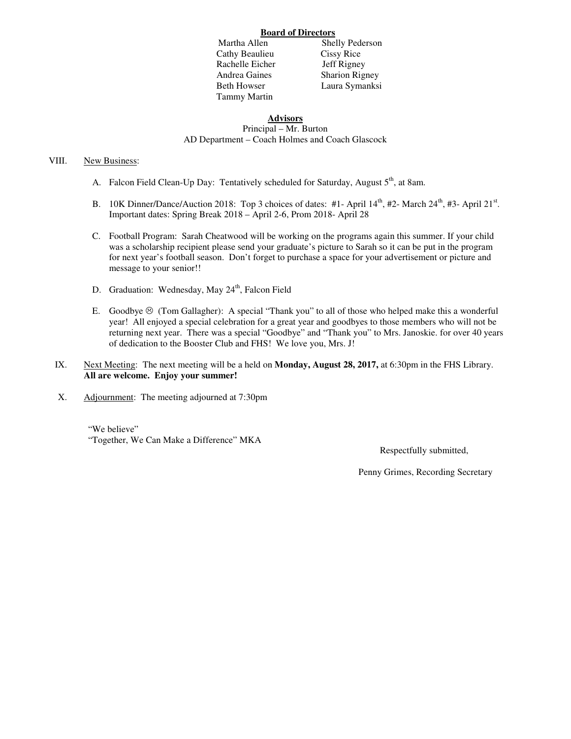**Board of Directors**

| | |
|---|---|
| Martha Allen | Shelly Pederson |
| Cathy Beaulieu | Cissy Rice |
| Rachelle Eicher | Jeff Rigney |
| Andrea Gaines | Sharion Rigney |
| Beth Howser | Laura Symanksi |
| Tammy Martin | |

**Advisors**

Principal – Mr. Burton

AD Department – Coach Holmes and Coach Glascock

VIII. New Business:

A. Falcon Field Clean-Up Day: Tentatively scheduled for Saturday, August 5th, at 8am.

B. 10K Dinner/Dance/Auction 2018: Top 3 choices of dates: #1- April 14th, #2- March 24th, #3- April 21st. Important dates: Spring Break 2018 – April 2-6, Prom 2018- April 28

C. Football Program: Sarah Cheatwood will be working on the programs again this summer. If your child was a scholarship recipient please send your graduate's picture to Sarah so it can be put in the program for next year's football season. Don't forget to purchase a space for your advertisement or picture and message to your senior!!

D. Graduation: Wednesday, May 24th, Falcon Field

E. Goodbye ☹ (Tom Gallagher): A special "Thank you" to all of those who helped make this a wonderful year! All enjoyed a special celebration for a great year and goodbyes to those members who will not be returning next year. There was a special "Goodbye" and "Thank you" to Mrs. Janoskie. for over 40 years of dedication to the Booster Club and FHS! We love you, Mrs. J!

IX. Next Meeting: The next meeting will be a held on **Monday, August 28, 2017,** at 6:30pm in the FHS Library. **All are welcome. Enjoy your summer!**

X. Adjournment: The meeting adjourned at 7:30pm

"We believe"
"Together, We Can Make a Difference" MKA

Respectfully submitted,

Penny Grimes, Recording Secretary